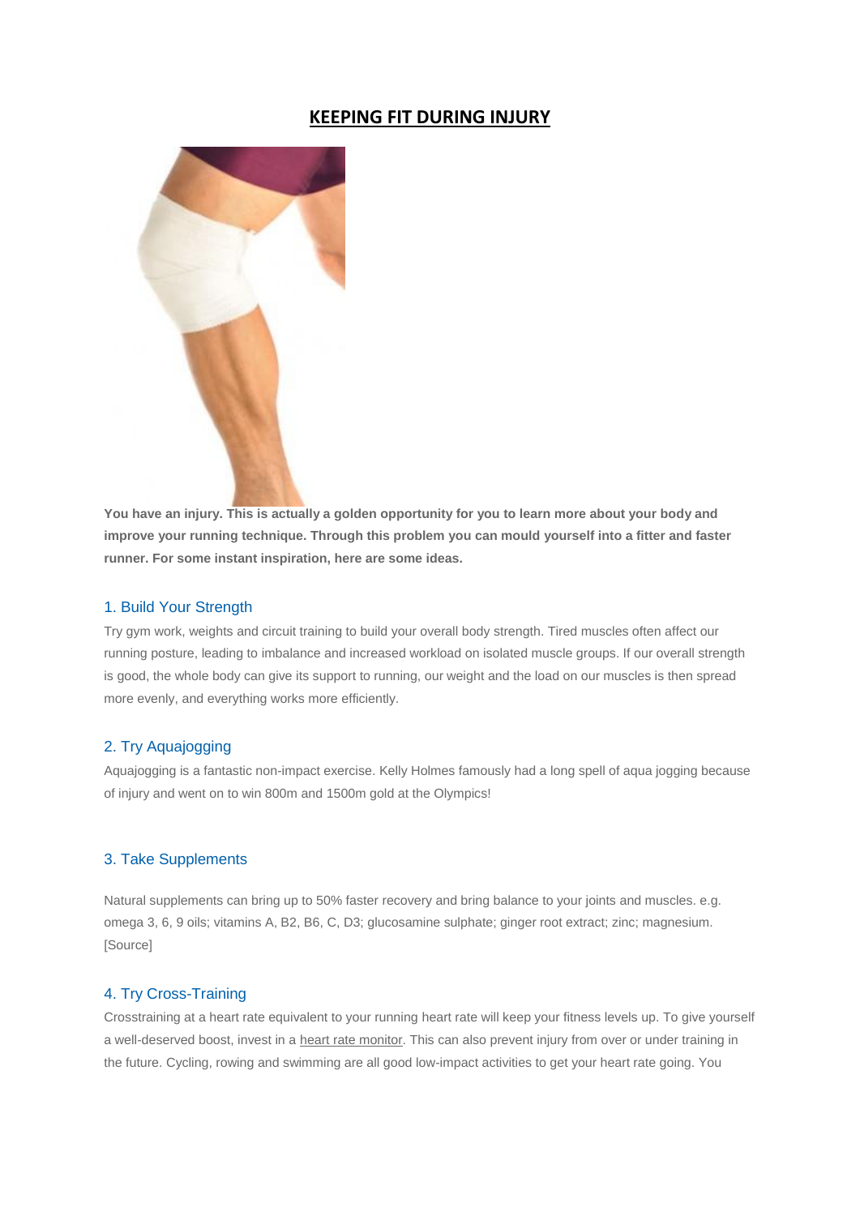# KEEPING FIT DURING INJURY

**You have an injury. This is actually a golden opportunity for you to learn more about your body and improve your running technique. Through this problem you can mould yourself into a fitter and faster runner. For some instant inspiration, here are some ideas.**

## 1. Build Your Strength

Try gym work, weights and circuit training to build your overall body strength. Tired muscles often affect our running posture, leading to imbalance and increased workload on isolated muscle groups. If our overall strength is good, the whole body can give its support to running, our weight and the load on our muscles is then spread more evenly, and everything works more efficiently.

## 2. Try Aquajogging

Aquajogging is a fantastic non-impact exercise. Kelly Holmes famously had a long spell of aqua jogging because of injury and went on to win 800m and 1500m gold at the Olympics!

## 3. Take Supplements

Natural supplements can bring up to 50% faster recovery and bring balance to your joints and muscles. e.g. omega 3, 6, 9 oils; vitamins A, B2, B6, C, D3; glucosamine sulphate; ginger root extract; zinc; magnesium. [Source]

## 4. Try Cross-Training

Crosstraining at a heart rate equivalent to your running heart rate will keep your fitness levels up. To give yourself a well-deserved boost, invest in a heart rate monitor. This can also prevent injury from over or under training in the future. Cycling, rowing and swimming are all good low-impact activities to get your heart rate going. You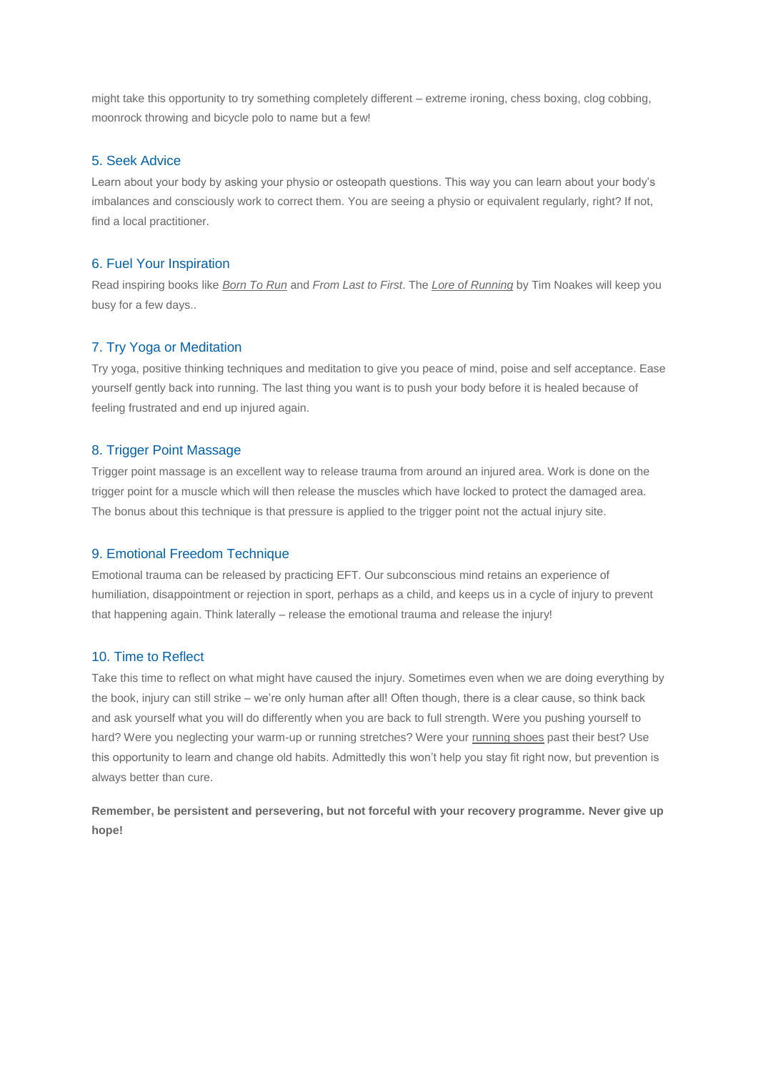might take this opportunity to try something completely different – extreme ironing, chess boxing, clog cobbing, moonrock throwing and bicycle polo to name but a few!

### 5. Seek Advice

Learn about your body by asking your physio or osteopath questions. This way you can learn about your body's imbalances and consciously work to correct them. You are seeing a physio or equivalent regularly, right? If not, find a local practitioner.

### 6. Fuel Your Inspiration

Read inspiring books like *Born To Run* and *From Last to First*. The *Lore of Running* by Tim Noakes will keep you busy for a few days..

### 7. Try Yoga or Meditation

Try yoga, positive thinking techniques and meditation to give you peace of mind, poise and self acceptance. Ease yourself gently back into running. The last thing you want is to push your body before it is healed because of feeling frustrated and end up injured again.

### 8. Trigger Point Massage

Trigger point massage is an excellent way to release trauma from around an injured area. Work is done on the trigger point for a muscle which will then release the muscles which have locked to protect the damaged area. The bonus about this technique is that pressure is applied to the trigger point not the actual injury site.

### 9. Emotional Freedom Technique

Emotional trauma can be released by practicing EFT. Our subconscious mind retains an experience of humiliation, disappointment or rejection in sport, perhaps as a child, and keeps us in a cycle of injury to prevent that happening again. Think laterally – release the emotional trauma and release the injury!

### 10. Time to Reflect

Take this time to reflect on what might have caused the injury. Sometimes even when we are doing everything by the book, injury can still strike – we're only human after all! Often though, there is a clear cause, so think back and ask yourself what you will do differently when you are back to full strength. Were you pushing yourself to hard? Were you neglecting your warm-up or running stretches? Were your running shoes past their best? Use this opportunity to learn and change old habits. Admittedly this won't help you stay fit right now, but prevention is always better than cure.

**Remember, be persistent and persevering, but not forceful with your recovery programme. Never give up hope!**